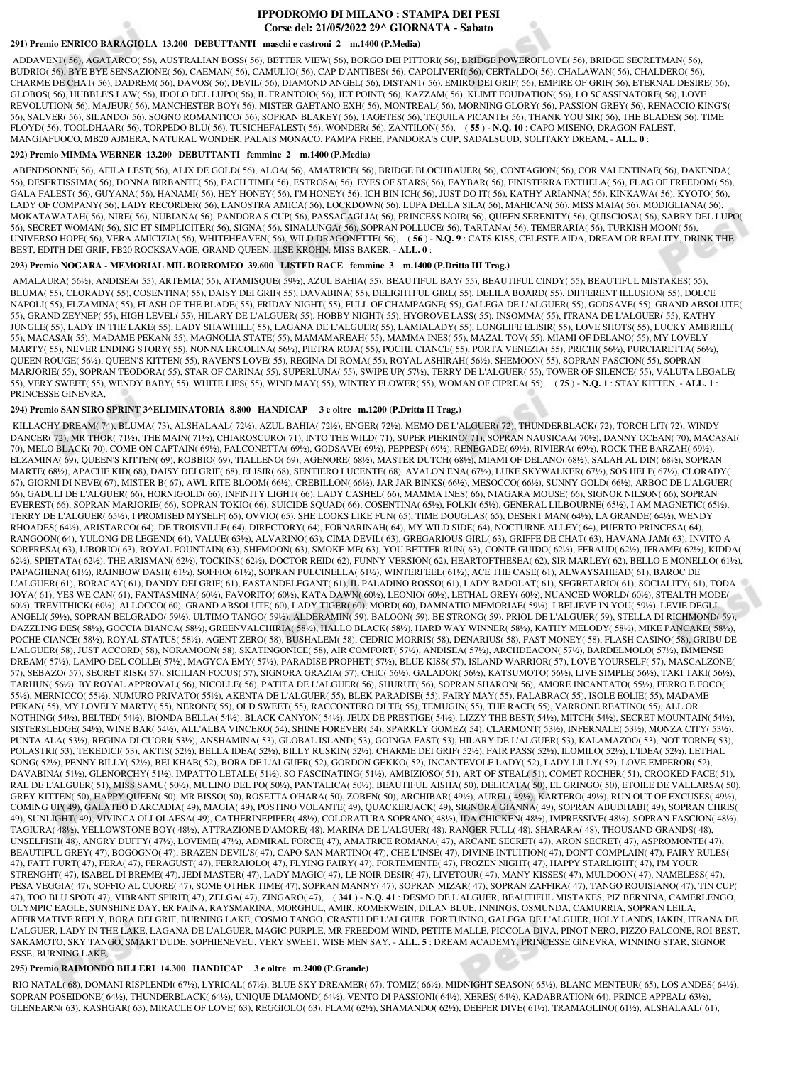# IPPODROMO DI MILANO : STAMPA DEI PESI

## Corse del: 21/05/2022 29^ GIORNATA - Sabato

### 291) Premio ENRICO BARAGIOLA 13.200 DEBUTTANTI maschi e castroni 2 m.1400 (P.Media)

ADDAVENI'( 56), AGATARCO( 56), AUSTRALIAN BOSS( 56), BETTER VIEW( 56), BORGO DEI PITTORI( 56), BRIDGE POWEROFLOVE( 56), BRIDGE SECRETMAN( 56), BUDRIO( 56), BYE BYE SENSAZIONE( 56), CAEMAN( 56), CAMULIO( 56), CAP D'ANTIBES( 56), CAPOLIVERI( 56), CERTALDO( 56), CHALAWAN( 56), CHALDERO( 56), CHARME DE CHAT( 56), DADREM( 56), DAVOS( 56), DEVIL( 56), DIAMOND ANGEL( 56), DISTANT( 56), EMIRO DEI GRIF( 56), EMPIRE OF GRIF( 56), ETERNAL DESIRE( 56), GLOBOS( 56), HUBBLE'S LAW( 56), IDOLO DEL LUPO( 56), IL FRANTOIO( 56), JET POINT( 56), KAZZAM( 56), KLIMT FOUDATION( 56), LO SCASSINATORE( 56), LOVE REVOLUTION( 56), MAJEUR( 56), MANCHESTER BOY( 56), MISTER GAETANO EXH( 56), MONTREAL( 56), MORNING GLORY( 56), PASSION GREY( 56), RENACCIO KING'S( 56), SALVER( 56), SILANDO( 56), SOGNO ROMANTICO( 56), SOPRAN BLAKEY( 56), TAGETES( 56), TEQUILA PICANTE( 56), THANK YOU SIR( 56), THE BLADES( 56), TIME FLOYD( 56), TOOLDHAAR( 56), TORPEDO BLU( 56), TUSICHEFALEST( 56), WONDER( 56), ZANTILON( 56), ( **55** ) - **N.Q. 10** : CAPO MISENO, DRAGON FALEST, MANGIAFUOCO, MB20 AJMERA, NATURAL WONDER, PALAIS MONACO, PAMPA FREE, PANDORA'S CUP, SADALSUUD, SOLITARY DREAM, - **ALL. 0** :

### 292) Premio MIMMA WERNER 13.200 DEBUTTANTI femmine 2 m.1400 (P.Media)

ABENDSONNE( 56), AFILA LEST( 56), ALIX DE GOLD( 56), ALOA( 56), AMATRICE( 56), BRIDGE BLOCHBAUER( 56), CONTAGION( 56), COR VALENTINAE( 56), DAKENDA( 56), DESERTISSIMA( 56), DONNA BIRBANTE( 56), EACH TIME( 56), ESTROSA( 56), EYES OF STARS( 56), FAYBAR( 56), FINISTERRA EXTHELA( 56), FLAG OF FREEDOM( 56), GALA FALEST( 56), GUYANA( 56), HANAMI( 56), HEY HONEY( 56), I'M HONEY( 56), ICH BIN ICH( 56), JUST DO IT( 56), KATHY ARIANNA( 56), KINKAWA( 56), KYOTO( 56), LADY OF COMPANY( 56), LADY RECORDER( 56), LANOSTRA AMICA( 56), LOCKDOWN( 56), LUPA DELLA SILA( 56), MAHICAN( 56), MISS MAIA( 56), MODIGLIANA( 56), MOKATAWATAH( 56), NIRE( 56), NUBIANA( 56), PANDORA'S CUP( 56), PASSACAGLIA( 56), PRINCESS NOIR( 56), QUEEN SERENITY( 56), QUISCIOSA( 56), SABRY DEL LUPO( 56), SECRET WOMAN( 56), SIC ET SIMPLICITER( 56), SIGNA( 56), SINALUNGA( 56), SOPRAN POLLUCE( 56), TARTANA( 56), TEMERARIA( 56), TURKISH MOON( 56), UNIVERSO HOPE( 56), VERA AMICIZIA( 56), WHITEHEAVEN( 56), WILD DRAGONETTE( 56), ( **56** ) - **N.Q. 9** : CATS KISS, CELESTE AIDA, DREAM OR REALITY, DRINK THE BEST, EDITH DEI GRIF, FB20 ROCKSAVAGE, GRAND QUEEN, ILSE KROHN, MISS BAKER, - **ALL. 0** :

### 293) Premio NOGARA - MEMORIAL MIL BORROMEO 39.600 LISTED RACE femmine 3 m.1400 (P.Dritta III Trag.)

AMALAURA( 56½), ANDISEA( 55), ARTEMIA( 55), ATAMISQUE( 59½), AZUL BAHIA( 55), BEAUTIFUL BAY( 55), BEAUTIFUL CINDY( 55), BEAUTIFUL MISTAKES( 55), BLUMA( 55), CLORADY( 55), COSENTINA( 55), DAISY DEI GRIF( 55), DAVABINA( 55), DELIGHTFUL GIRL( 55), DELILA BOARD( 55), DIFFERENT ILLUSION( 55), DOLCE NAPOLI( 55), ELZAMINA( 55), FLASH OF THE BLADE( 55), FRIDAY NIGHT( 55), FULL OF CHAMPAGNE( 55), GALEGA DE L'ALGUER( 55), GODSAVE( 55), GRAND ABSOLUTE( 55), GRAND ZEYNEP( 55), HIGH LEVEL( 55), HILARY DE L'ALGUER( 55), HOBBY NIGHT( 55), HYGROVE LASS( 55), INSOMMA( 55), ITRANA DE L'ALGUER( 55), KATHY JUNGLE( 55), LADY IN THE LAKE( 55), LADY SHAWHILL( 55), LAGANA DE L'ALGUER( 55), LAMIALADY( 55), LONGLIFE ELISIR( 55), LOVE SHOTS( 55), LUCKY AMBRIEL( 55), MACASAI( 55), MADAME PEKAN( 55), MAGNOLIA STATE( 55), MAMAMAREAH( 55), MAMMA INES( 55), MAZAL TOV( 55), MIAMI OF DELANO( 55), MY LOVELY MARTY( 55), NEVER ENDING STORY( 55), NONNA ERCOLINA( 56½), PIETRA ROJA( 55), POCHE CIANCE( 55), PORTA VENEZIA( 55), PRICHI( 56½), PURCIARETTA( 56½), QUEEN ROUGE( 56½), QUEEN'S KITTEN( 55), RAVEN'S LOVE( 55), REGINA DI ROMA( 55), ROYAL ASHIRAH( 56½), SHEMOON( 55), SOPRAN FASCION( 55), SOPRAN MARJORIE( 55), SOPRAN TEODORA( 55), STAR OF CARINA( 55), SUPERLUNA( 55), SWIPE UP( 57½), TERRY DE L'ALGUER( 55), TOWER OF SILENCE( 55), VALUTA LEGALE( 55), VERY SWEET( 55), WENDY BABY( 55), WHITE LIPS( 55), WIND MAY( 55), WINTRY FLOWER( 55), WOMAN OF CIPREA( 55), ( **75** ) - **N.Q. 1** : STAY KITTEN, - **ALL. 1** : PRINCESSE GINEVRA,

### 294) Premio SAN SIRO SPRINT 3^ELIMINATORIA 8.800 HANDICAP 3 e oltre m.1200 (P.Dritta II Trag.)

KILLACHY DREAM( 74), BLUMA( 73), ALSHALAAL( 72½), AZUL BAHIA( 72½), ENGER( 72½), MEMO DE L'ALGUER( 72), THUNDERBLACK( 72), TORCH LIT( 72), WINDY DANCER( 72), MR THOR( 71½), THE MAIN( 71½), CHIAROSCURO( 71), INTO THE WILD( 71), SUPER PIERINO( 71), SOPRAN NAUSICAA( 70½), DANNY OCEAN( 70), MACASAI( 70), MELO BLACK( 70), COME ON CAPTAIN( 69½), FALCONETTA( 69½), GODSAVE( 69½), PEPPESP( 69½), RENEGADE( 69½), RIVIERA( 69½), ROCK THE BARZAH( 69½), ELZAMINA( 69), QUEEN'S KITTEN( 69), ROBBIO( 69), TIALLENO( 69), AGENORE( 68½), MASTER DUTCH( 68½), MIAMI OF DELANO( 68½), SALAH AL DIN( 68½), SOPRAN MARTE( 68½), APACHE KID( 68), DAISY DEI GRIF( 68), ELISIR( 68), SENTIERO LUCENTE( 68), AVALON ENA( 67½), LUKE SKYWALKER( 67½), SOS HELP( 67½), CLORADY( 67), GIORNI DI NEVE( 67), MISTER B( 67), AWL RITE BLOOM( 66½), CREBILLON( 66½), JAR JAR BINKS( 66½), MESOCCO( 66½), SUNNY GOLD( 66½), ARBOC DE L'ALGUER( 66), GADULI DE L'ALGUER( 66), HORNIGOLD( 66), INFINITY LIGHT( 66), LADY CASHEL( 66), MAMMA INES( 66), NIAGARA MOUSE( 66), SIGNOR NILSON( 66), SOPRAN EVEREST( 66), SOPRAN MARJORIE( 66), SOPRAN TOKIO( 66), SUICIDE SQUAD( 66), COSENTINA( 65½), FOLKI( 65½), GENERAL LILBOURNE( 65½), I AM MAGNETIC( 65½), TERRY DE L'ALGUER( 65½), I PROMISED MYSELF( 65), OVVIO( 65), SHE LOOKS LIKE FUN( 65), TIME DOUGLAS( 65), DESERT MAN( 64½), LA GRANDE( 64½), WENDY RHOADES( 64½), ARISTARCO( 64), DE TROISVILLE( 64), DIRECTORY( 64), FORNARINAH( 64), MY WILD SIDE( 64), NOCTURNE ALLEY( 64), PUERTO PRINCESA( 64), RANGOON( 64), YULONG DE LEGEND( 64), VALUE( 63½), ALVARINO( 63), CIMA DEVIL( 63), GREGARIOUS GIRL( 63), GRIFFE DE CHAT( 63), HAVANA JAM( 63), INVITO A SORPRESA( 63), LIBORIO( 63), ROYAL FOUNTAIN( 63), SHEMOON( 63), SMOKE ME( 63), YOU BETTER RUN( 63), CONTE GUIDO( 62½), FERAUD( 62½), IFRAME( 62½), KIDDA( 62½), SPIETATA( 62½), THE ARISMAN( 62½), TOCKINS( 62½), DOCTOR REID( 62), FUNNY VERSION( 62), HEARTOFTHESEA( 62), SIR MARLEY( 62), BELLO E MONELLO( 61½), PAPAGHENA( 61½), RAINBOW DASH( 61½), SOFFIO( 61½), SOPRAN PULCINELLA( 61½), WINTERFEEL( 61½), ACE THE CASE( 61), ALWAYSAHEAD( 61), BAROC DE L'ALGUER( 61), BORACAY( 61), DANDY DEI GRIF( 61), FASTANDELEGANT( 61), IL PALADINO ROSSO( 61), LADY BADOLAT( 61), SEGRETARIO( 61), SOCIALITY( 61), TODA JOYA( 61), YES WE CAN( 61), FANTASMINA( 60½), FAVORITO( 60½), KATA DAWN( 60½), LEONIO( 60½), LETHAL GREY( 60½), NUANCED WORLD( 60½), STEALTH MODE( 60½), TREVITHICK( 60½), ALLOCCO( 60), GRAND ABSOLUTE( 60), LADY TIGER( 60), MORD( 60), DAMNATIO MEMORIAE( 59½), I BELIEVE IN YOU( 59½), LEVIE DEGLI ANGELI( 59½), SOPRAN BELGRADO( 59½), ULTIMO TANGO( 59½), ALDERAMIN( 59), BALOON( 59), BE STRONG( 59), PRIOL DE L'ALGUER( 59), STELLA DI RICHMOND( 59), DAZZLING DES( 58½), GOCCIA BIANCA( 58½), GREENVALCHIRIA( 58½), HALLO BLACK( 58½), HARD WAY WINNER( 58½), KATHY MELODY( 58½), MIKE PANCAKE( 58½), POCHE CIANCE( 58½), ROYAL STATUS( 58½), AGENT ZERO( 58), BUSHALEM( 58), CEDRIC MORRIS( 58), DENARIUS( 58), FAST MONEY( 58), FLASH CASINO( 58), GRIBU DE L'ALGUER( 58), JUST ACCORD( 58), NORAMOON( 58), SKATINGONICE( 58), AIR COMFORT( 57½), ANDISEA( 57½), ARCHDEACON( 57½), BARDELMOLO( 57½), IMMENSE DREAM( 57½), LAMPO DEL COLLE( 57½), MAGYCA EMY( 57½), PARADISE PROPHET( 57½), BLUE KISS( 57), ISLAND WARRIOR( 57), LOVE YOURSELF( 57), MASCALZONE( 57), SEBAZO( 57), SECRET RISK( 57), SICILIAN FOCUS( 57), SIGNORA GRAZIA( 57), CHIC( 56½), GALADOR( 56½), KATSUMOTO( 56½), LIVE SIMPLE( 56½), TAKI TAKI( 56½), TARHUN( 56½), BY ROYAL APPROVAL( 56), NICOLLE( 56), PATITA DE L'ALGUER( 56), SHURUT( 56), SOPRAN SHARON( 56), AMORE INCANTATO( 55½), FERRO E FOCO( 55½), MERNICCO( 55½), NUMURO PRIVATO( 55½), AKENTA DE L'ALGUER( 55), BLEK PARADISE( 55), FAIRY MAY( 55), FALABRAC( 55), ISOLE EOLIE( 55), MADAME PEKAN( 55), MY LOVELY MARTY( 55), NERONE( 55), OLD SWEET( 55), RACCONTERO DI TE( 55), TEMUGIN( 55), THE RACE( 55), VARRONE REATINO( 55), ALL OR NOTHING( 54½), BELTED( 54½), BIONDA BELLA( 54½), BLACK CANYON( 54½), JEUX DE PRESTIGE( 54½), LIZZY THE BEST( 54½), MITCH( 54½), SECRET MOUNTAIN( 54½), SISTERSLEDGE( 54½), WINE BAR( 54½), ALL'ALBA VINCERO( 54), SHINE FOREVER( 54), SPARKLY GOMEZ( 54), CLARMONT( 53½), INFERNALE( 53½), MONZA CITY( 53½), PUNTA ALA( 53½), REGINA DI CUORI( 53½), ANSHAMINA( 53), GLOBAL ISLAND( 53), GOINGA FAST( 53), HILARY DE L'ALGUER( 53), KALAMAZOO( 53), NOT TORNE( 53), POLASTRI( 53), TEKEDICI( 53), AKTIS( 52½), BELLA IDEA( 52½), BILLY RUSKIN( 52½), CHARME DEI GRIF( 52½), FAIR PASS( 52½), ILOMILO( 52½), L'IDEA( 52½), LETHAL SONG( 52½), PENNY BILLY( 52½), BELKHAB( 52), BORA DE L'ALGUER( 52), GORDON GEKKO( 52), INCANTEVOLE LADY( 52), LADY LILLY( 52), LOVE EMPEROR( 52), DAVABINA( 51½), GLENORCHY( 51½), IMPATTO LETALE( 51½), SO FASCINATING( 51½), AMBIZIOSO( 51), ART OF STEAL( 51), COMET ROCHER( 51), CROOKED FACE( 51), RAL DE L'ALGUER( 51), MISS SAMU( 50½), MULINO DEL PO( 50½), PANTALICA( 50½), BEAUTIFUL AISHA( 50), DELICATA( 50), EL GRINGO( 50), ETOILE DE VALLARSA( 50), GREY KITTEN( 50), HAPPY QUEEN( 50), MR BISSO( 50), ROSETTA O'HARA( 50), ZOBEN( 50), ARCHIBAR( 49½), AUREL( 49½), KARTERO( 49½), RUN OUT OF EXCUSES( 49½), COMING UP( 49), GALATEO D'ARCADIA( 49), MAGIA( 49), POSTINO VOLANTE( 49), QUACKERJACK( 49), SIGNORA GIANNA( 49), SOPRAN ABUDHABI( 49), SOPRAN CHRIS( 49), SUNLIGHT( 49), VIVINCA OLLOLAESA( 49), CATHERINEPIPER( 48½), COLORATURA SOPRANO( 48½), IDA CHICKEN( 48½), IMPRESSIVE( 48½), SOPRAN FASCION( 48½), TAGIURA( 48½), YELLOWSTONE BOY( 48½), ATTRAZIONE D'AMORE( 48), MARINA DE L'ALGUER( 48), RANGER FULL( 48), SHARARA( 48), THOUSAND GRANDS( 48), UNSELFISH( 48), ANGRY DUFFY( 47½), LOVEME( 47½), ADMIRAL FORCE( 47), AMATRICE ROMANA( 47), ARCANE SECRET( 47), ARON SECRET( 47), ASPROMONTE( 47), BEAUTIFUL GREY( 47), BOGOGNO( 47), BRAZEN DEVIL'S( 47), CAPO SAN MARTINO( 47), CHE L'INSE( 47), DIVINE INTUITION( 47), DON'T COMPLAIN( 47), FAIRY RULES( 47), FATT FURT( 47), FERA( 47), FERAGUST( 47), FERRAIOLO( 47), FLYING FAIRY( 47), FORTEMENTE( 47), FROZEN NIGHT( 47), HAPPY STARLIGHT( 47), I'M YOUR STRENGHT( 47), ISABEL DI BREME( 47), JEDI MASTER( 47), LADY MAGIC( 47), LE NOIR DESIR( 47), LIVETOUR( 47), MANY KISSES( 47), MULDOON( 47), NAMELESS( 47), PESA VEGGIA( 47), SOFFIO AL CUORE( 47), SOME OTHER TIME( 47), SOPRAN MANNY( 47), SOPRAN MIZAR( 47), SOPRAN ZAFFIRA( 47), TANGO ROUISIANO( 47), TIN CUP( 47), TOO BLU SPOT( 47), VIBRANT SPIRIT( 47), ZELGA( 47), ZINGARO( 47), ( **341** ) - **N.Q. 41** : DESMO DE L'ALGUER, BEAUTIFUL MISTAKES, PIZ BERNINA, CAMERLENGO, OLYMPIC EAGLE, SUNSHINE DAY, ER FAINA, RAYSMARINA, MORGHUL, AMIR, ROMERWEIN, DILAN BLUE, INNINGS, OSMUNDA, CAMURRIA, SOPRAN LEILA, AFFIRMATIVE REPLY, BORA DEI GRIF, BURNING LAKE, COSMO TANGO, CRASTU DE L'ALGUER, FORTUNINO, GALEGA DE L'ALGUER, HOLY LANDS, IAKIN, ITRANA DE L'ALGUER, LADY IN THE LAKE, LAGANA DE L'ALGUER, MAGIC PURPLE, MR FREEDOM WIND, PETITE MALLE, PICCOLA DIVA, PINOT NERO, PIZZO FALCONE, ROI BEST, SAKAMOTO, SKY TANGO, SMART DUDE, SOPHIENEVEU, VERY SWEET, WISE MEN SAY, - **ALL. 5** : DREAM ACADEMY, PRINCESSE GINEVRA, WINNING STAR, SIGNOR ESSE, BURNING LAKE,

### 295) Premio RAIMONDO BILLERI 14.300 HANDICAP 3 e oltre m.2400 (P.Grande)

RIO NATAL( 68), DOMANI RISPLENDI( 67½), LYRICAL( 67½), BLUE SKY DREAMER( 67), TOMIZ( 66½), MIDNIGHT SEASON( 65½), BLANC MENTEUR( 65), LOS ANDES( 64½), SOPRAN POSEIDONE( 64½), THUNDERBLACK( 64½), UNIQUE DIAMOND( 64½), VENTO DI PASSIONI( 64½), XERES( 64½), KADABRATION( 64), PRINCE APPEAL( 63½), GLENEARN( 63), KASHGAR( 63), MIRACLE OF LOVE( 63), REGGIOLO( 63), FLAM( 62½), SHAMANDO( 62½), DEEPER DIVE( 61½), TRAMAGLINO( 61½), ALSHALAAL( 61),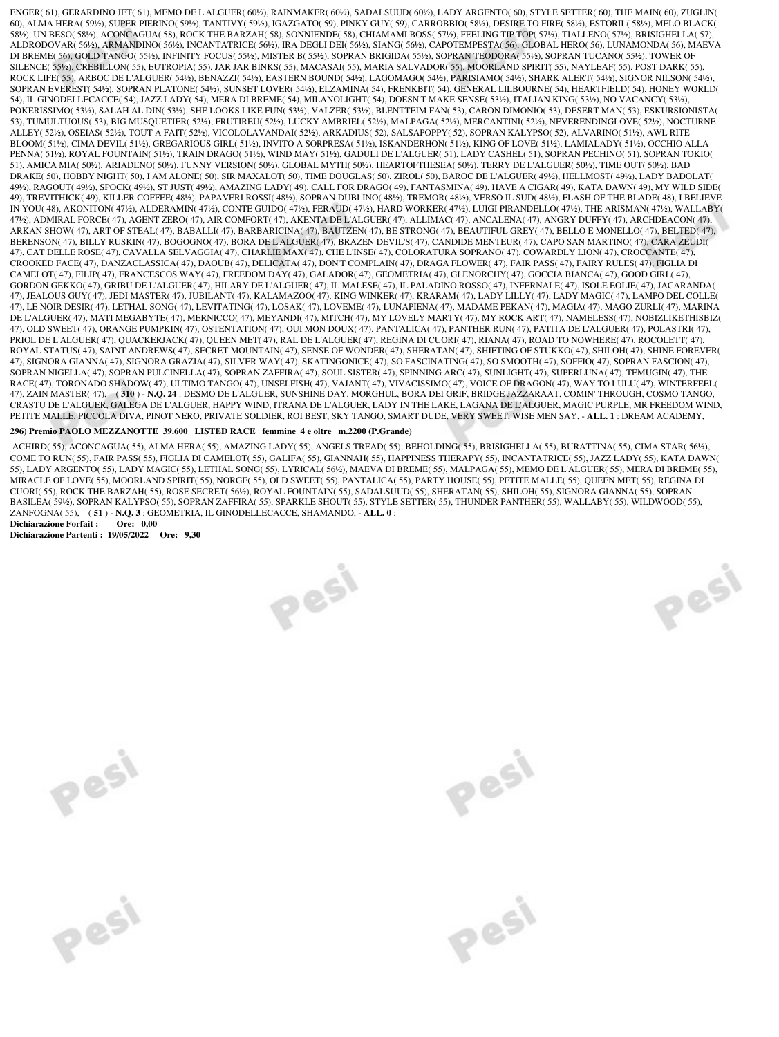ENGER( 61), GERARDINO JET( 61), MEMO DE L'ALGUER( 60½), RAINMAKER( 60½), SADALSUUD( 60½), LADY ARGENTO( 60), STYLE SETTER( 60), THE MAIN( 60), ZUGLIN( 60), ALMA HERA( 59½), SUPER PIERINO( 59½), TANTIVY( 59½), IGAZGATO( 59), PINKY GUY( 59), CARROBBIO( 58½), DESIRE TO FIRE( 58½), ESTORIL( 58½), MELO BLACK( 58½), UN BESO( 58½), ACONCAGUA( 58), ROCK THE BARZAH( 58), SONNIENDE( 58), CHIAMAMI BOSS( 57½), FEELING TIP TOP( 57½), TIALLENO( 57½), BRISIGHELLA( 57), ALDRODOVAR( 56½), ARMANDINO( 56½), INCANTATRICE( 56½), IRA DEGLI DEI( 56½), SIANG( 56½), CAPOTEMPESTA( 56), GLOBAL HERO( 56), LUNAMONDA( 56), MAEVA DI BREME( 56), GOLD TANGO( 55½), INFINITY FOCUS( 55½), MISTER B( 55½), SOPRAN BRIGIDA( 55½), SOPRAN TEODORA( 55½), SOPRAN TUCANO( 55½), TOWER OF SILENCE( 55½), CREBILLON( 55), EUTROPIA( 55), JAR JAR BINKS( 55), MACASAI( 55), MARIA SALVADOR( 55), MOORLAND SPIRIT( 55), NAYLEAF( 55), POST DARK( 55), ROCK LIFE( 55), ARBOC DE L'ALGUER( 54½), BENAZZI( 54½), EASTERN BOUND( 54½), LAGOMAGO( 54½), PARISIAMO( 54½), SHARK ALERT( 54½), SIGNOR NILSON( 54½), SOPRAN EVEREST( 54½), SOPRAN PLATONE( 54½), SUNSET LOVER( 54½), ELZAMINA( 54), FRENKBIT( 54), GENERAL LILBOURNE( 54), HEARTFIELD( 54), HONEY WORLD( 54), IL GINODELLECACCE( 54), JAZZ LADY( 54), MERA DI BREME( 54), MILANOLIGHT( 54), DOESN'T MAKE SENSE( 53½), ITALIAN KING( 53½), NO VACANCY( 53½), POKERISSIMO( 53½), SALAH AL DIN( 53½), SHE LOOKS LIKE FUN( 53½), VALZER( 53½), BLENTTEIM FAN( 53), CARON DIMONIO( 53), DESERT MAN( 53), ESKURSIONISTA( 53), TUMULTUOUS( 53), BIG MUSQUETIER( 52½), FRUTIREU( 52½), LUCKY AMBRIEL( 52½), MALPAGA( 52½), MERCANTINI( 52½), NEVERENDINGLOVE( 52½), NOCTURNE ALLEY( 52½), OSEIAS( 52½), TOUT A FAIT( 52½), VICOLOLAVANDAI( 52½), ARKADIUS( 52), SALSAPOPPY( 52), SOPRAN KALYPSO( 52), ALVARINO( 51½), AWL RITE BLOOM( 51½), CIMA DEVIL( 51½), GREGARIOUS GIRL( 51½), INVITO A SORPRESA( 51½), ISKANDERHON( 51½), KING OF LOVE( 51½), LAMIALADY( 51½), OCCHIO ALLA PENNA( 51½), ROYAL FOUNTAIN( 51½), TRAIN DRAGO( 51½), WIND MAY( 51½), GADULI DE L'ALGUER( 51), LADY CASHEL( 51), SOPRAN PECHINO( 51), SOPRAN TOKIO( 51), AMICA MIA( 50½), ARIADENO( 50½), FUNNY VERSION( 50½), GLOBAL MYTH( 50½), HEARTOFTHESEA( 50½), TERRY DE L'ALGUER( 50½), TIME OUT( 50½), BAD DRAKE( 50), HOBBY NIGHT( 50), I AM ALONE( 50), SIR MAXALOT( 50), TIME DOUGLAS( 50), ZIROL( 50), BAROC DE L'ALGUER( 49½), HELLMOST( 49½), LADY BADOLAT( 49½), RAGOUT( 49½), SPOCK( 49½), ST JUST( 49½), AMAZING LADY( 49), CALL FOR DRAGO( 49), FANTASMINA( 49), HAVE A CIGAR( 49), KATA DAWN( 49), MY WILD SIDE( 49), TREVITHICK( 49), KILLER COFFEE( 48½), PAPAVERI ROSSI( 48½), SOPRAN DUBLINO( 48½), TREMOR( 48½), VERSO IL SUD( 48½), FLASH OF THE BLADE( 48), I BELIEVE IN YOU( 48), AKONITON( 47½), ALDERAMIN( 47½), CONTE GUIDO( 47½), FERAUD( 47½), HARD WORKER( 47½), LUIGI PIRANDELLO( 47½), THE ARISMAN( 47½), WALLABY( 47½), ADMIRAL FORCE( 47), AGENT ZERO( 47), AIR COMFORT( 47), AKENTA DE L'ALGUER( 47), ALLIMAC( 47), ANCALENA( 47), ANGRY DUFFY( 47), ARCHDEACON( 47), ARKAN SHOW( 47), ART OF STEAL( 47), BABALLI( 47), BARBARICINA( 47), BAUTZEN( 47), BE STRONG( 47), BEAUTIFUL GREY( 47), BELLO E MONELLO( 47), BELTED( 47), BERENSON( 47), BILLY RUSKIN( 47), BOGOGNO( 47), BORA DE L'ALGUER( 47), BRAZEN DEVIL'S( 47), CANDIDE MENTEUR( 47), CAPO SAN MARTINO( 47), CARA ZEUDI( 47), CAT DELLE ROSE( 47), CAVALLA SELVAGGIA( 47), CHARLIE MAX( 47), CHE L'INSE( 47), COLORATURA SOPRANO( 47), COWARDLY LION( 47), CROCCANTE( 47), CROOKED FACE( 47), DANZACLASSICA( 47), DAOUB( 47), DELICATA( 47), DON'T COMPLAIN( 47), DRAGA FLOWER( 47), FAIR PASS( 47), FAIRY RULES( 47), FIGLIA DI CAMELOT( 47), FILIP( 47), FRANCESCOS WAY( 47), FREEDOM DAY( 47), GALADOR( 47), GEOMETRIA( 47), GLENORCHY( 47), GOCCIA BIANCA( 47), GOOD GIRL( 47), GORDON GEKKO( 47), GRIBU DE L'ALGUER( 47), HILARY DE L'ALGUER( 47), IL MALESE( 47), IL PALADINO ROSSO( 47), INFERNALE( 47), ISOLE EOLIE( 47), JACARANDA( 47), JEALOUS GUY( 47), JEDI MASTER( 47), JUBILANT( 47), KALAMAZOO( 47), KING WINKER( 47), KRARAM( 47), LADY LILLY( 47), LADY MAGIC( 47), LAMPO DEL COLLE( 47), LE NOIR DESIR( 47), LETHAL SONG( 47), LEVITATING( 47), LOSAK( 47), LOVEME( 47), LUNAPIENA( 47), MADAME PEKAN( 47), MAGIA( 47), MAGO ZURLI( 47), MARINA DE L'ALGUER( 47), MATI MEGABYTE( 47), MERNICCO( 47), MEYANDI( 47), MITCH( 47), MY LOVELY MARTY( 47), MY ROCK ART( 47), NAMELESS( 47), NOBIZLIKETHISBIZ( 47), OLD SWEET( 47), ORANGE PUMPKIN( 47), OSTENTATION( 47), OUI MON DOUX( 47), PANTALICA( 47), PANTHER RUN( 47), PATITA DE L'ALGUER( 47), POLASTRI( 47), PRIOL DE L'ALGUER( 47), QUACKERJACK( 47), QUEEN MET( 47), RAL DE L'ALGUER( 47), REGINA DI CUORI( 47), RIANA( 47), ROAD TO NOWHERE( 47), ROCOLETT( 47), ROYAL STATUS( 47), SAINT ANDREWS( 47), SECRET MOUNTAIN( 47), SENSE OF WONDER( 47), SHERATAN( 47), SHIFTING OF STUKKO( 47), SHILOH( 47), SHINE FOREVER( 47), SIGNORA GIANNA( 47), SIGNORA GRAZIA( 47), SILVER WAY( 47), SKATINGONICE( 47), SO FASCINATING( 47), SO SMOOTH( 47), SOFFIO( 47), SOPRAN FASCION( 47), SOPRAN NIGELLA( 47), SOPRAN PULCINELLA( 47), SOPRAN ZAFFIRA( 47), SOUL SISTER( 47), SPINNING ARC( 47), SUNLIGHT( 47), SUPERLUNA( 47), TEMUGIN( 47), THE RACE( 47), TORONADO SHADOW( 47), ULTIMO TANGO( 47), UNSELFISH( 47), VAJANT( 47), VIVACISSIMO( 47), VOICE OF DRAGON( 47), WAY TO LULU( 47), WINTERFEEL( 47), ZAIN MASTER( 47), **( 310 )** - **N.Q. 24** : DESMO DE L'ALGUER, SUNSHINE DAY, MORGHUL, BORA DEI GRIF, BRIDGE JAZZARAAT, COMIN' THROUGH, COSMO TANGO, CRASTU DE L'ALGUER, GALEGA DE L'ALGUER, HAPPY WIND, ITRANA DE L'ALGUER, LADY IN THE LAKE, LAGANA DE L'ALGUER, MAGIC PURPLE, MR FREEDOM WIND, PETITE MALLE, PICCOLA DIVA, PINOT NERO, PRIVATE SOLDIER, ROI BEST, SKY TANGO, SMART DUDE, VERY SWEET, WISE MEN SAY, - **ALL. 1** : DREAM ACADEMY,

**296) Premio PAOLO MEZZANOTTE 39.600 LISTED RACE femmine 4 e oltre m.2200 (P.Grande)**

ACHIRD( 55), ACONCAGUA( 55), ALMA HERA( 55), AMAZING LADY( 55), ANGELS TREAD( 55), BEHOLDING( 55), BRISIGHELLA( 55), BURATTINA( 55), CIMA STAR( 56½), COME TO RUN( 55), FAIR PASS( 55), FIGLIA DI CAMELOT( 55), GALIFA( 55), GIANNAH( 55), HAPPINESS THERAPY( 55), INCANTATRICE( 55), JAZZ LADY( 55), KATA DAWN( 55), LADY ARGENTO( 55), LADY MAGIC( 55), LETHAL SONG( 55), LYRICAL( 56½), MAEVA DI BREME( 55), MALPAGA( 55), MEMO DE L'ALGUER( 55), MERA DI BREME( 55), MIRACLE OF LOVE( 55), MOORLAND SPIRIT( 55), NORGE( 55), OLD SWEET( 55), PANTALICA( 55), PARTY HOUSE( 55), PETITE MALLE( 55), QUEEN MET( 55), REGINA DI CUORI( 55), ROCK THE BARZAH( 55), ROSE SECRET( 56½), ROYAL FOUNTAIN( 55), SADALSUUD( 55), SHERATAN( 55), SHILOH( 55), SIGNORA GIANNA( 55), SOPRAN BASILEA( 59½), SOPRAN KALYPSO( 55), SOPRAN ZAFFIRA( 55), SPARKLE SHOUT( 55), STYLE SETTER( 55), THUNDER PANTHER( 55), WALLABY( 55), WILDWOOD( 55), ZANFOGNA( 55), **( 51 )** - **N.Q. 3** : GEOMETRIA, IL GINODELLECACCE, SHAMANDO, - **ALL. 0** :

**Dichiarazione Forfait : Ore: 0,00**

**Dichiarazione Partenti : 19/05/2022 Ore: 9,30**